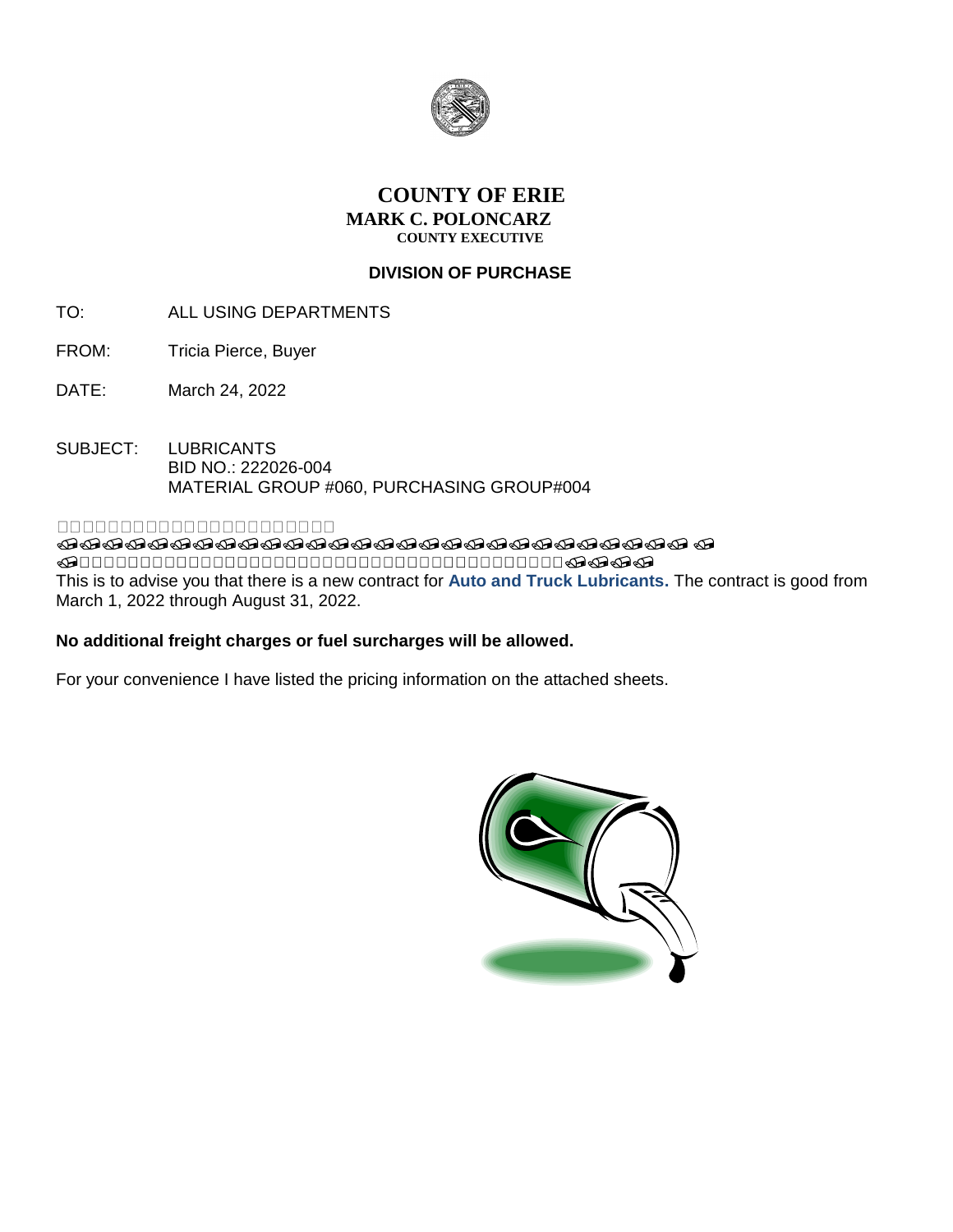# COUNTY OF ERIE

**MARK C. POLONCARZ**
**COUNTY EXECUTIVE**

**DIVISION OF PURCHASE**

TO: ALL USING DEPARTMENTS

FROM: Tricia Pierce, Buyer

DATE: March 24, 2022

SUBJECT: LUBRICANTS
BID NO.: 222026-004
MATERIAL GROUP #060, PURCHASING GROUP#004

This is to advise you that there is a new contract for **Auto and Truck Lubricants.** The contract is good from March 1, 2022 through August 31, 2022.

**No additional freight charges or fuel surcharges will be allowed.**

For your convenience I have listed the pricing information on the attached sheets.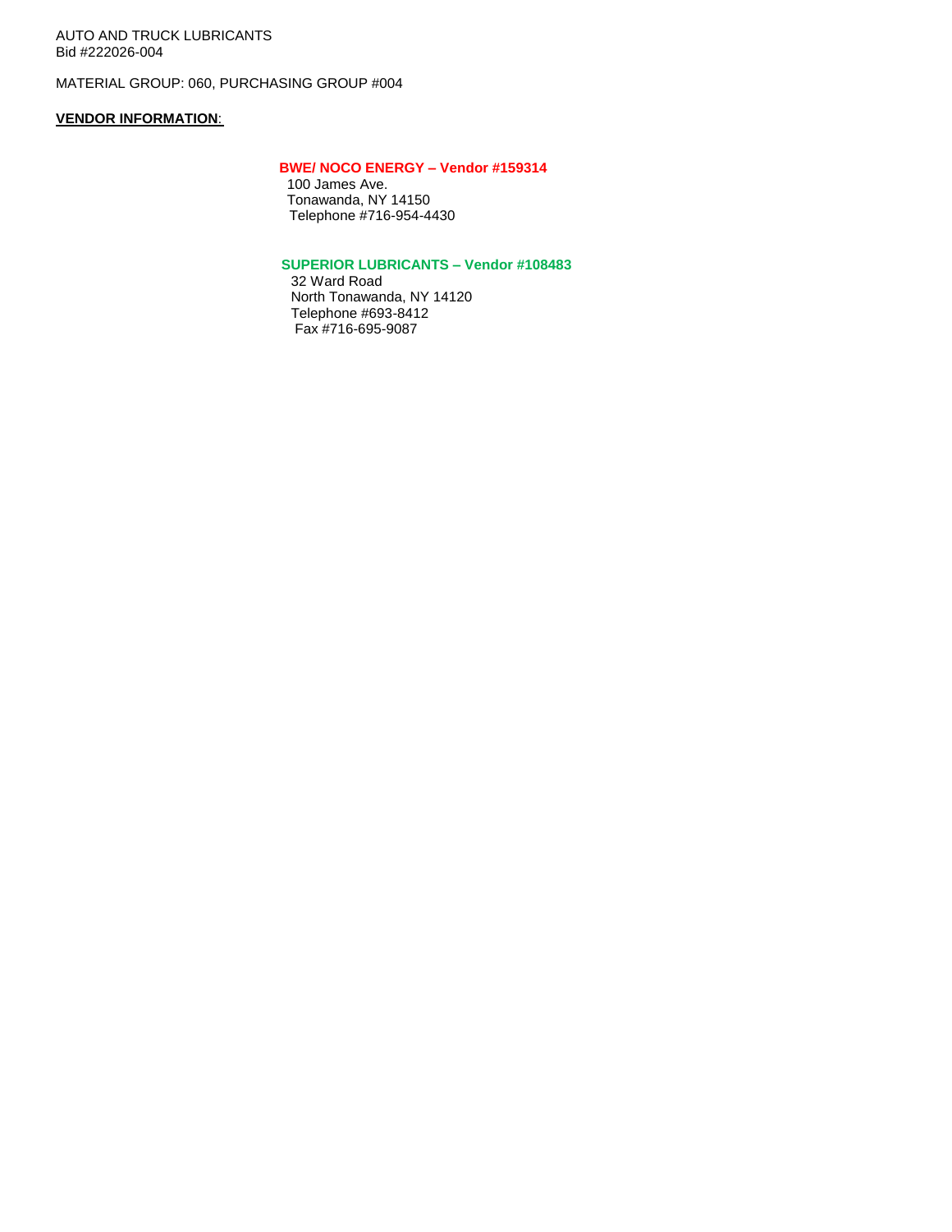AUTO AND TRUCK LUBRICANTS
Bid #222026-004

MATERIAL GROUP: 060, PURCHASING GROUP #004

**VENDOR INFORMATION**:

**BWE/ NOCO ENERGY – Vendor #159314**
100 James Ave.
Tonawanda, NY 14150
Telephone #716-954-4430

**SUPERIOR LUBRICANTS – Vendor #108483**
32 Ward Road
North Tonawanda, NY 14120
Telephone #693-8412
Fax #716-695-9087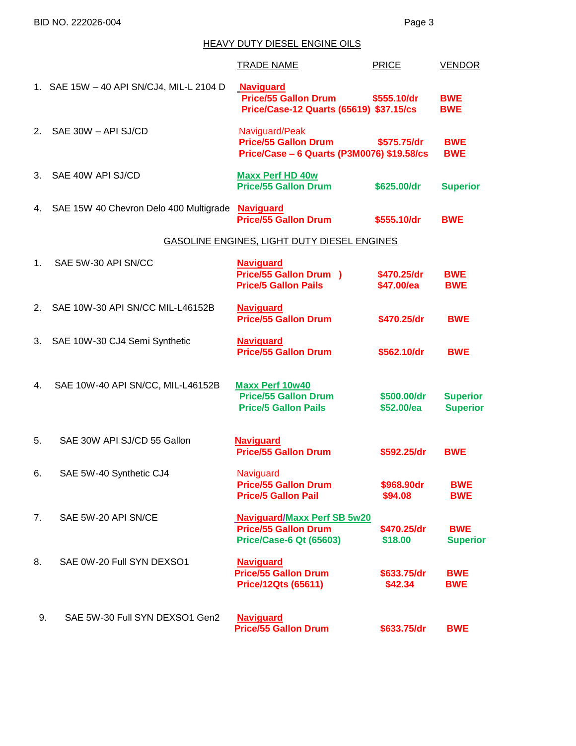BID NO. 222026-004

## HEAVY DUTY DIESEL ENGINE OILS

| | TRADE NAME | PRICE | VENDOR |
|---|---|---|---|
| 1. SAE 15W – 40 API SN/CJ4, MIL-L 2104 D | **Naviguard** | | |
| | **Price/55 Gallon Drum** | **$555.10/dr** | **BWE** |
| | **Price/Case-12 Quarts (65619)** | **$37.15/cs** | **BWE** |
| 2. SAE 30W – API SJ/CD | Naviguard/Peak | | |
| | **Price/55 Gallon Drum** | **$575.75/dr** | **BWE** |
| | **Price/Case – 6 Quarts (P3M0076)** | **$19.58/cs** | **BWE** |
| 3. SAE 40W API SJ/CD | **Maxx Perf HD 40w** | | |
| | **Price/55 Gallon Drum** | **$625.00/dr** | **Superior** |
| 4. SAE 15W 40 Chevron Delo 400 Multigrade | **Naviguard** | | |
| | **Price/55 Gallon Drum** | **$555.10/dr** | **BWE** |

## GASOLINE ENGINES, LIGHT DUTY DIESEL ENGINES

| | TRADE NAME | PRICE | VENDOR |
|---|---|---|---|
| 1. SAE 5W-30 API SN/CC | **Naviguard** | | |
| | **Price/55 Gallon Drum )** | **$470.25/dr** | **BWE** |
| | **Price/5 Gallon Pails** | **$47.00/ea** | **BWE** |
| 2. SAE 10W-30 API SN/CC MIL-L46152B | **Naviguard** | | |
| | **Price/55 Gallon Drum** | **$470.25/dr** | **BWE** |
| 3. SAE 10W-30 CJ4 Semi Synthetic | **Naviguard** | | |
| | **Price/55 Gallon Drum** | **$562.10/dr** | **BWE** |
| 4. SAE 10W-40 API SN/CC, MIL-L46152B | **Maxx Perf 10w40** | | |
| | **Price/55 Gallon Drum** | **$500.00/dr** | **Superior** |
| | **Price/5 Gallon Pails** | **$52.00/ea** | **Superior** |
| 5. SAE 30W API SJ/CD 55 Gallon | **Naviguard** | | |
| | **Price/55 Gallon Drum** | **$592.25/dr** | **BWE** |
| 6. SAE 5W-40 Synthetic CJ4 | Naviguard | | |
| | **Price/55 Gallon Drum** | **$968.90dr** | **BWE** |
| | **Price/5 Gallon Pail** | **$94.08** | **BWE** |
| 7. SAE 5W-20 API SN/CE | **Naviguard/Maxx Perf SB 5w20** | | |
| | **Price/55 Gallon Drum** | **$470.25/dr** | **BWE** |
| | **Price/Case-6 Qt (65603)** | **$18.00** | **Superior** |
| 8. SAE 0W-20 Full SYN DEXSO1 | **Naviguard** | | |
| | **Price/55 Gallon Drum** | **$633.75/dr** | **BWE** |
| | **Price/12Qts (65611)** | **$42.34** | **BWE** |
| 9. SAE 5W-30 Full SYN DEXSO1 Gen2 | **Naviguard** | | |
| | **Price/55 Gallon Drum** | **$633.75/dr** | **BWE** |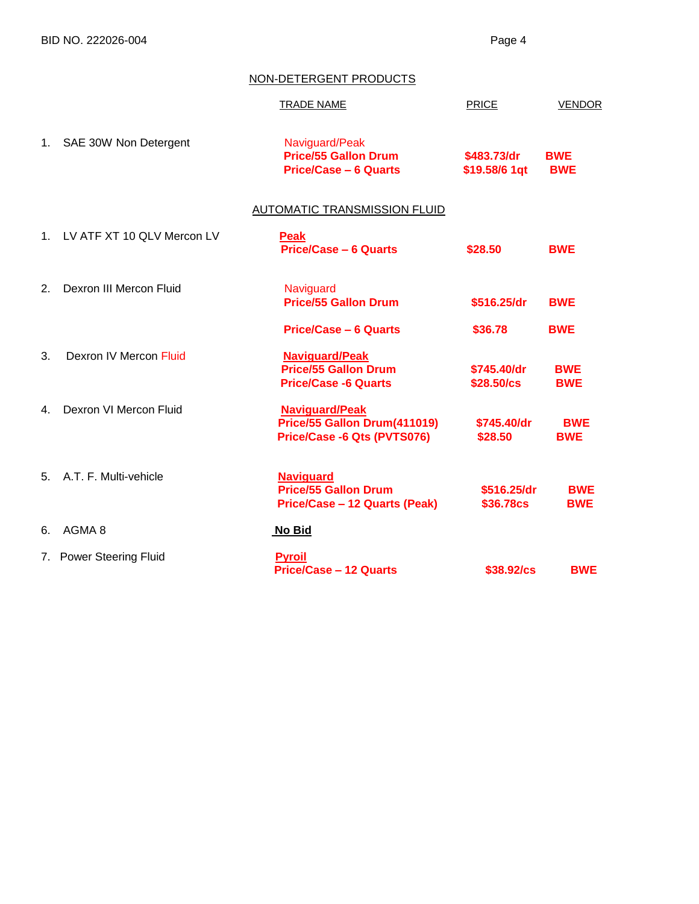## NON-DETERGENT PRODUCTS

| | | TRADE NAME | PRICE | VENDOR |
|---|---|---|---|---|
| 1. | SAE 30W Non Detergent | Naviguard/Peak | | |
| | | **Price/55 Gallon Drum** | **$483.73/dr** | **BWE** |
| | | **Price/Case – 6 Quarts** | **$19.58/6 1qt** | **BWE** |

## AUTOMATIC TRANSMISSION FLUID

| | | TRADE NAME | PRICE | VENDOR |
|---|---|---|---|---|
| 1. | LV ATF XT 10 QLV Mercon LV | **Peak** | | |
| | | **Price/Case – 6 Quarts** | **$28.50** | **BWE** |
| 2. | Dexron III Mercon Fluid | Naviguard | | |
| | | **Price/55 Gallon Drum** | **$516.25/dr** | **BWE** |
| | | **Price/Case – 6 Quarts** | **$36.78** | **BWE** |
| 3. | Dexron IV Mercon Fluid | **Naviguard/Peak** | | |
| | | **Price/55 Gallon Drum** | **$745.40/dr** | **BWE** |
| | | **Price/Case -6 Quarts** | **$28.50/cs** | **BWE** |
| 4. | Dexron VI Mercon Fluid | **Naviguard/Peak** | | |
| | | **Price/55 Gallon Drum(411019)** | **$745.40/dr** | **BWE** |
| | | **Price/Case -6 Qts (PVTS076)** | **$28.50** | **BWE** |
| 5. | A.T. F. Multi-vehicle | **Naviguard** | | |
| | | **Price/55 Gallon Drum** | **$516.25/dr** | **BWE** |
| | | **Price/Case – 12 Quarts (Peak)** | **$36.78cs** | **BWE** |
| 6. | AGMA 8 | **No Bid** | | |
| 7. | Power Steering Fluid | **Pyroil** | | |
| | | **Price/Case – 12 Quarts** | **$38.92/cs** | **BWE** |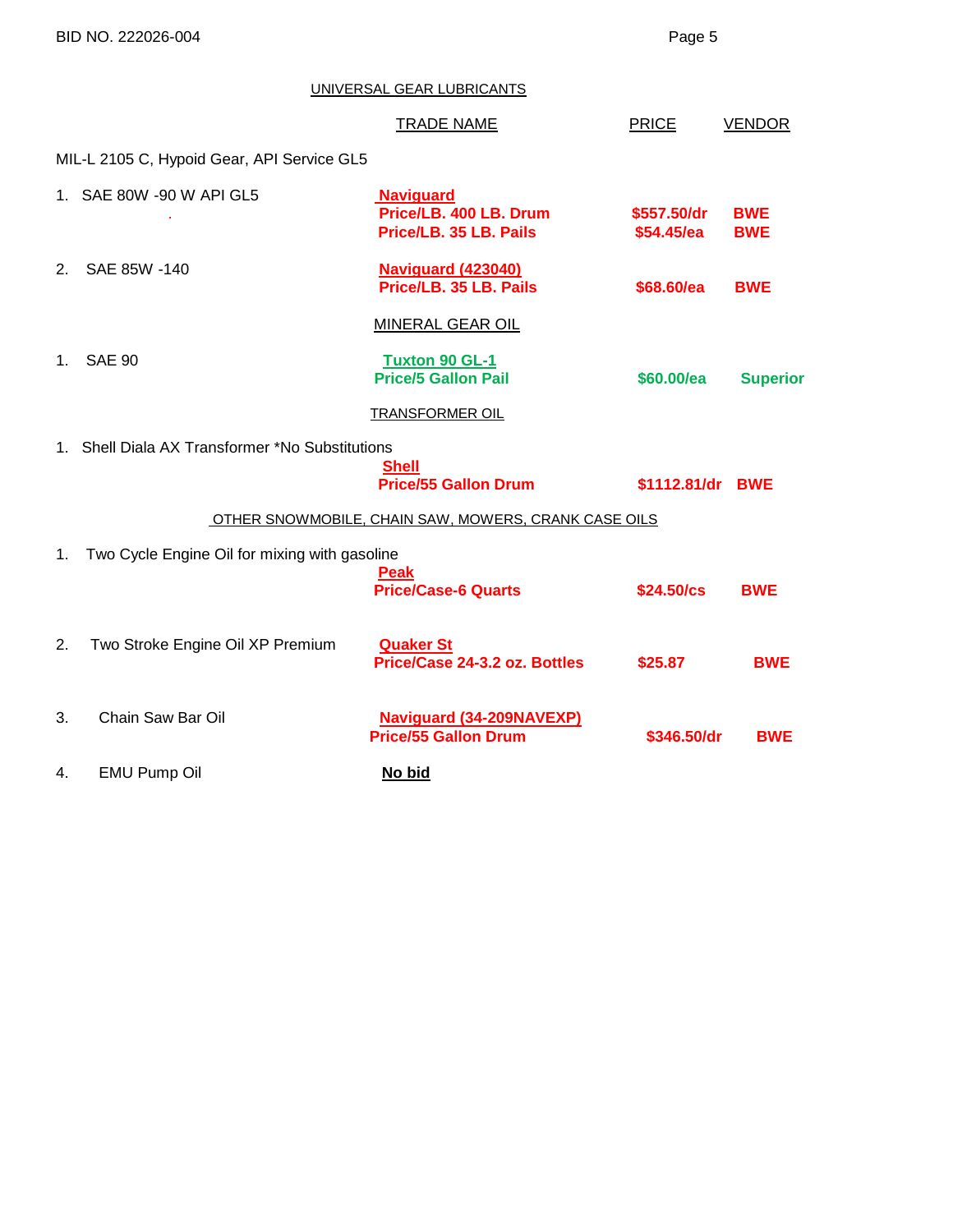BID NO. 222026-004

## UNIVERSAL GEAR LUBRICANTS

| | TRADE NAME | PRICE | VENDOR |
|---|---|---|---|
| MIL-L 2105 C, Hypoid Gear, API Service GL5 | | | |
| 1. SAE 80W -90 W API GL5 | **Naviguard** | | |
| | **Price/LB. 400 LB. Drum** | **$557.50/dr** | **BWE** |
| | **Price/LB. 35 LB. Pails** | **$54.45/ea** | **BWE** |
| 2. SAE 85W -140 | **Naviguard (423040)** | | |
| | **Price/LB. 35 LB. Pails** | **$68.60/ea** | **BWE** |

## MINERAL GEAR OIL

| | TRADE NAME | PRICE | VENDOR |
|---|---|---|---|
| 1. SAE 90 | **Tuxton 90 GL-1** | | |
| | **Price/5 Gallon Pail** | **$60.00/ea** | **Superior** |

## TRANSFORMER OIL

| | TRADE NAME | PRICE | VENDOR |
|---|---|---|---|
| 1. Shell Diala AX Transformer *No Substitutions | **Shell** | | |
| | **Price/55 Gallon Drum** | **$1112.81/dr** | **BWE** |

## OTHER SNOWMOBILE, CHAIN SAW, MOWERS, CRANK CASE OILS

| | TRADE NAME | PRICE | VENDOR |
|---|---|---|---|
| 1. Two Cycle Engine Oil for mixing with gasoline | **Peak** | | |
| | **Price/Case-6 Quarts** | **$24.50/cs** | **BWE** |
| 2. Two Stroke Engine Oil XP Premium | **Quaker St** | | |
| | **Price/Case 24-3.2 oz. Bottles** | **$25.87** | **BWE** |
| 3. Chain Saw Bar Oil | **Naviguard (34-209NAVEXP)** | | |
| | **Price/55 Gallon Drum** | **$346.50/dr** | **BWE** |
| 4. EMU Pump Oil | **No bid** | | |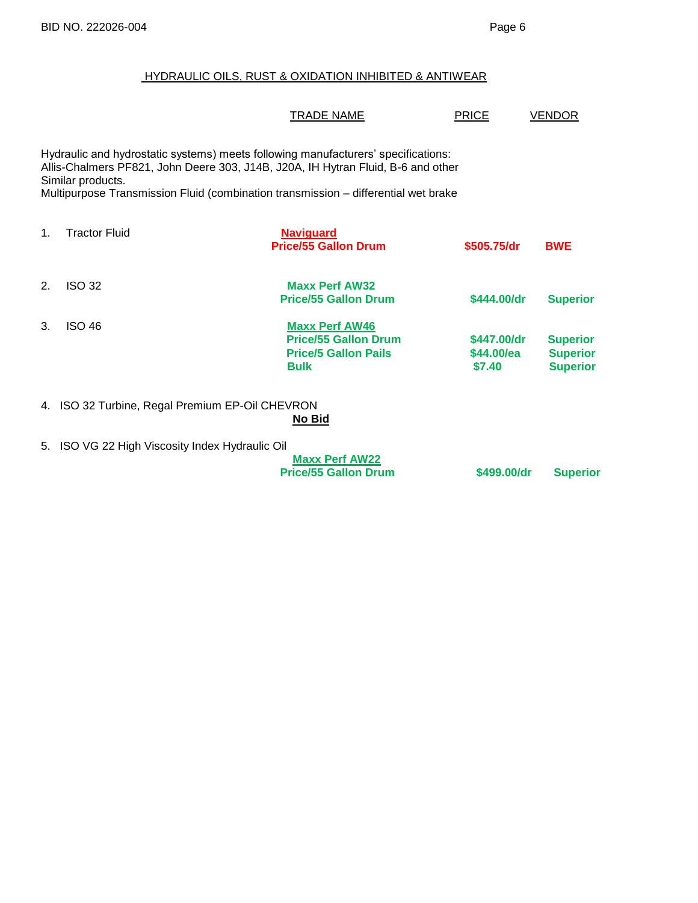## HYDRAULIC OILS, RUST & OXIDATION INHIBITED & ANTIWEAR

Hydraulic and hydrostatic systems) meets following manufacturers' specifications:
Allis-Chalmers PF821, John Deere 303, J14B, J20A, IH Hytran Fluid, B-6 and other Similar products.
Multipurpose Transmission Fluid (combination transmission – differential wet brake

| | Item | TRADE NAME | PRICE | VENDOR |
|---|---|---|---|---|
| 1. | Tractor Fluid | **Naviguard** | | |
| | | **Price/55 Gallon Drum** | **$505.75/dr** | **BWE** |
| 2. | ISO 32 | **Maxx Perf AW32** | | |
| | | **Price/55 Gallon Drum** | **$444.00/dr** | **Superior** |
| 3. | ISO 46 | **Maxx Perf AW46** | | |
| | | **Price/55 Gallon Drum** | **$447.00/dr** | **Superior** |
| | | **Price/5 Gallon Pails** | **$44.00/ea** | **Superior** |
| | | **Bulk** | **$7.40** | **Superior** |
| 4. | ISO 32 Turbine, Regal Premium EP-Oil CHEVRON | **No Bid** | | |
| 5. | ISO VG 22 High Viscosity Index Hydraulic Oil | **Maxx Perf AW22** | | |
| | | **Price/55 Gallon Drum** | **$499.00/dr** | **Superior** |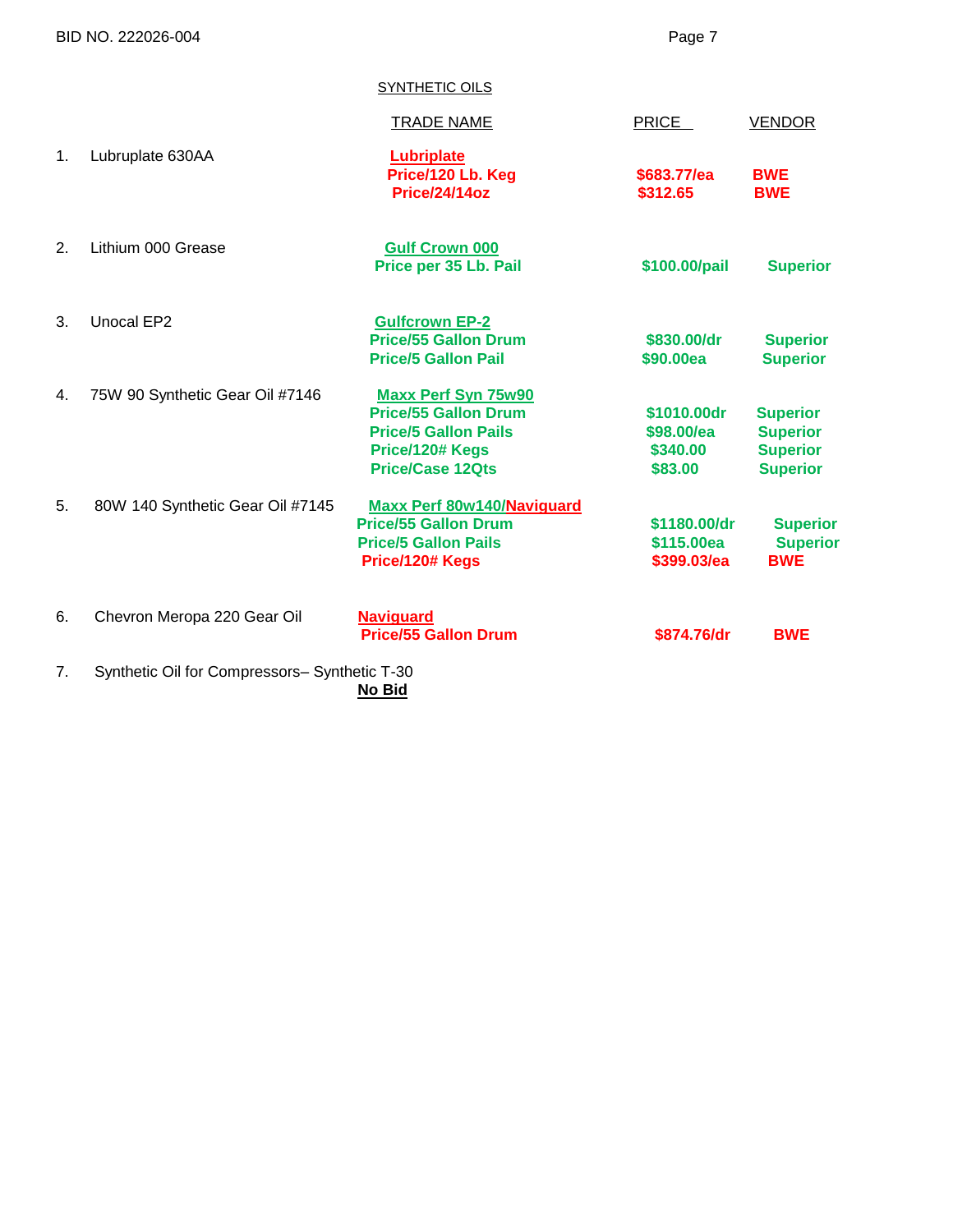BID NO. 222026-004

SYNTHETIC OILS

| | Item | TRADE NAME | PRICE | VENDOR |
|---|---|---|---|---|
| 1. | Lubruplate 630AA | **Lubriplate** | | |
| | | **Price/120 Lb. Keg** | **$683.77/ea** | **BWE** |
| | | **Price/24/14oz** | **$312.65** | **BWE** |
| 2. | Lithium 000 Grease | **Gulf Crown 000** | | |
| | | **Price per 35 Lb. Pail** | **$100.00/pail** | **Superior** |
| 3. | Unocal EP2 | **Gulfcrown EP-2** | | |
| | | **Price/55 Gallon Drum** | **$830.00/dr** | **Superior** |
| | | **Price/5 Gallon Pail** | **$90.00ea** | **Superior** |
| 4. | 75W 90 Synthetic Gear Oil #7146 | **Maxx Perf Syn 75w90** | | |
| | | **Price/55 Gallon Drum** | **$1010.00dr** | **Superior** |
| | | **Price/5 Gallon Pails** | **$98.00/ea** | **Superior** |
| | | **Price/120# Kegs** | **$340.00** | **Superior** |
| | | **Price/Case 12Qts** | **$83.00** | **Superior** |
| 5. | 80W 140 Synthetic Gear Oil #7145 | **Maxx Perf 80w140/Naviguard** | | |
| | | **Price/55 Gallon Drum** | **$1180.00/dr** | **Superior** |
| | | **Price/5 Gallon Pails** | **$115.00ea** | **Superior** |
| | | **Price/120# Kegs** | **$399.03/ea** | **BWE** |
| 6. | Chevron Meropa 220 Gear Oil | **Naviguard** | | |
| | | **Price/55 Gallon Drum** | **$874.76/dr** | **BWE** |
| 7. | Synthetic Oil for Compressors– Synthetic T-30 | **No Bid** | | |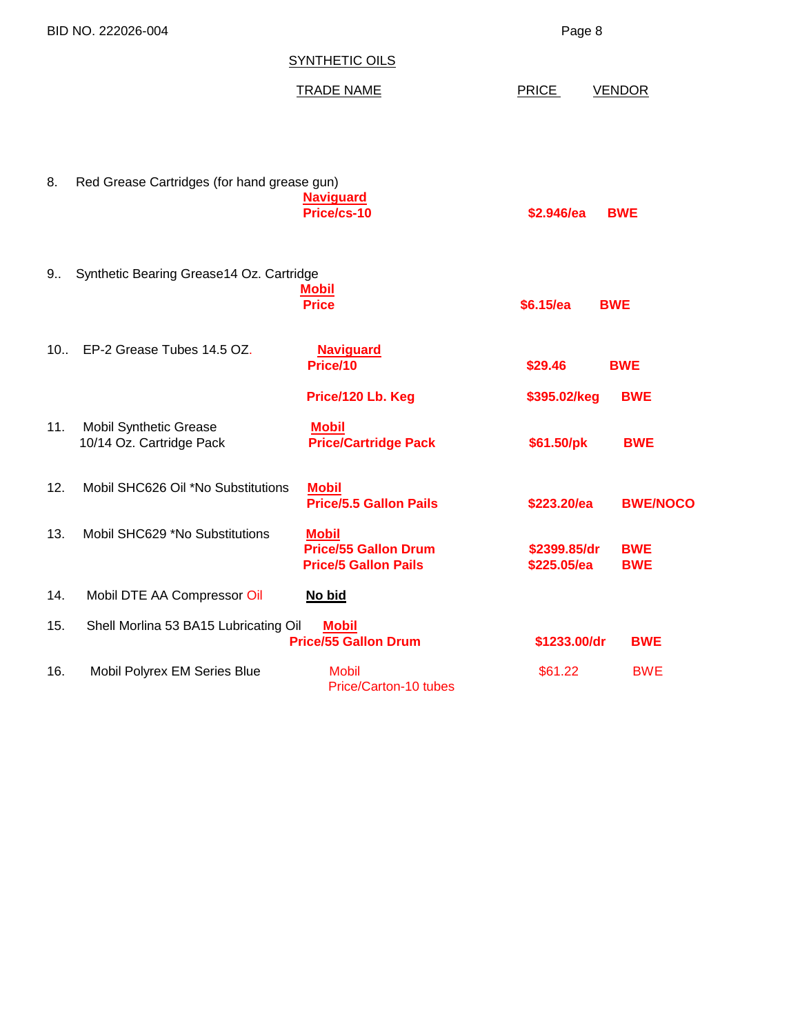## SYNTHETIC OILS

| | TRADE NAME | PRICE | VENDOR |
|---|---|---|---|
| 8. Red Grease Cartridges (for hand grease gun) | **Naviguard** | | |
| | **Price/cs-10** | **$2.946/ea** | **BWE** |
| 9.. Synthetic Bearing Grease14 Oz. Cartridge | **Mobil** | | |
| | **Price** | **$6.15/ea** | **BWE** |
| 10.. EP-2 Grease Tubes 14.5 OZ. | **Naviguard** | | |
| | **Price/10** | **$29.46** | **BWE** |
| | **Price/120 Lb. Keg** | **$395.02/keg** | **BWE** |
| 11. Mobil Synthetic Grease 10/14 Oz. Cartridge Pack | **Mobil** | | |
| | **Price/Cartridge Pack** | **$61.50/pk** | **BWE** |
| 12. Mobil SHC626 Oil *No Substitutions | **Mobil** | | |
| | **Price/5.5 Gallon Pails** | **$223.20/ea** | **BWE/NOCO** |
| 13. Mobil SHC629 *No Substitutions | **Mobil** | | |
| | **Price/55 Gallon Drum** | **$2399.85/dr** | **BWE** |
| | **Price/5 Gallon Pails** | **$225.05/ea** | **BWE** |
| 14. Mobil DTE AA Compressor Oil | **No bid** | | |
| 15. Shell Morlina 53 BA15 Lubricating Oil | **Mobil** | | |
| | **Price/55 Gallon Drum** | **$1233.00/dr** | **BWE** |
| 16. Mobil Polyrex EM Series Blue | Mobil | | |
| | Price/Carton-10 tubes | $61.22 | BWE |